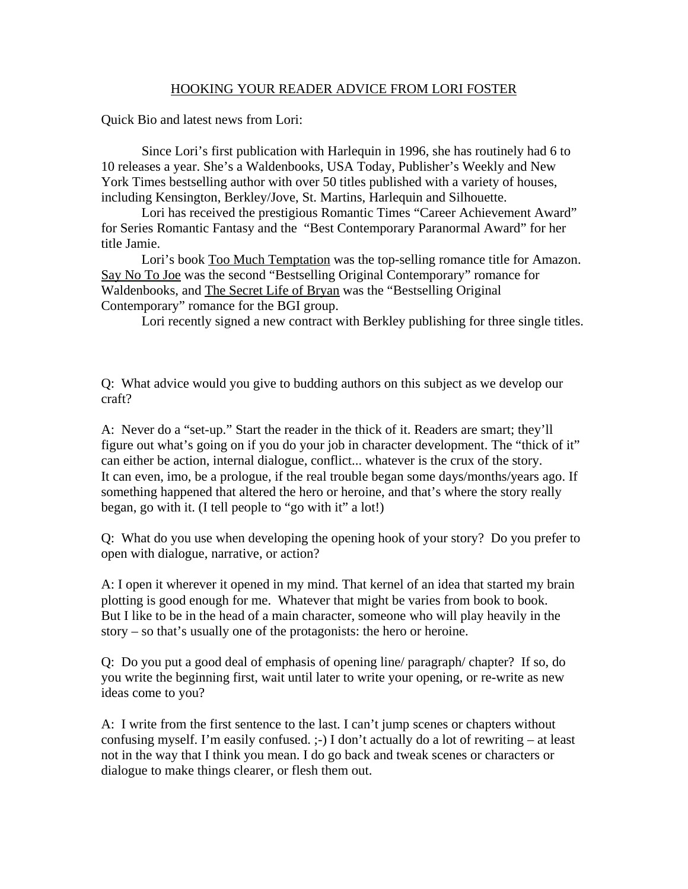# HOOKING YOUR READER ADVICE FROM LORI FOSTER

Quick Bio and latest news from Lori:

Since Lori's first publication with Harlequin in 1996, she has routinely had 6 to 10 releases a year. She's a Waldenbooks, USA Today, Publisher's Weekly and New York Times bestselling author with over 50 titles published with a variety of houses, including Kensington, Berkley/Jove, St. Martins, Harlequin and Silhouette.

Lori has received the prestigious Romantic Times "Career Achievement Award" for Series Romantic Fantasy and the "Best Contemporary Paranormal Award" for her title Jamie.

Lori's book Too Much Temptation was the top-selling romance title for Amazon. Say No To Joe was the second "Bestselling Original Contemporary" romance for Waldenbooks, and The Secret Life of Bryan was the "Bestselling Original Contemporary" romance for the BGI group.

Lori recently signed a new contract with Berkley publishing for three single titles.

Q: What advice would you give to budding authors on this subject as we develop our craft?

A: Never do a "set-up." Start the reader in the thick of it. Readers are smart; they'll figure out what's going on if you do your job in character development. The "thick of it" can either be action, internal dialogue, conflict... whatever is the crux of the story. It can even, imo, be a prologue, if the real trouble began some days/months/years ago. If something happened that altered the hero or heroine, and that's where the story really began, go with it. (I tell people to "go with it" a lot!)

Q: What do you use when developing the opening hook of your story? Do you prefer to open with dialogue, narrative, or action?

A: I open it wherever it opened in my mind. That kernel of an idea that started my brain plotting is good enough for me. Whatever that might be varies from book to book. But I like to be in the head of a main character, someone who will play heavily in the story – so that's usually one of the protagonists: the hero or heroine.

Q: Do you put a good deal of emphasis of opening line/ paragraph/ chapter? If so, do you write the beginning first, wait until later to write your opening, or re-write as new ideas come to you?

A: I write from the first sentence to the last. I can't jump scenes or chapters without confusing myself. I'm easily confused. ;-) I don't actually do a lot of rewriting – at least not in the way that I think you mean. I do go back and tweak scenes or characters or dialogue to make things clearer, or flesh them out.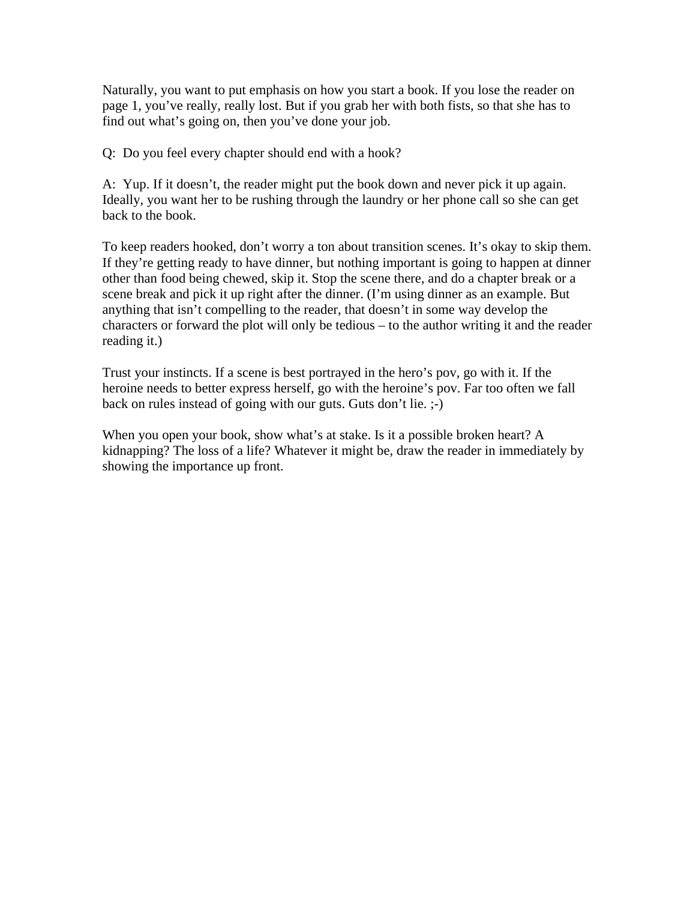Naturally, you want to put emphasis on how you start a book. If you lose the reader on page 1, you've really, really lost. But if you grab her with both fists, so that she has to find out what's going on, then you've done your job.

Q: Do you feel every chapter should end with a hook?

A: Yup. If it doesn't, the reader might put the book down and never pick it up again. Ideally, you want her to be rushing through the laundry or her phone call so she can get back to the book.

To keep readers hooked, don't worry a ton about transition scenes. It's okay to skip them. If they're getting ready to have dinner, but nothing important is going to happen at dinner other than food being chewed, skip it. Stop the scene there, and do a chapter break or a scene break and pick it up right after the dinner. (I'm using dinner as an example. But anything that isn't compelling to the reader, that doesn't in some way develop the characters or forward the plot will only be tedious – to the author writing it and the reader reading it.)

Trust your instincts. If a scene is best portrayed in the hero's pov, go with it. If the heroine needs to better express herself, go with the heroine's pov. Far too often we fall back on rules instead of going with our guts. Guts don't lie. ;-)

When you open your book, show what's at stake. Is it a possible broken heart? A kidnapping? The loss of a life? Whatever it might be, draw the reader in immediately by showing the importance up front.